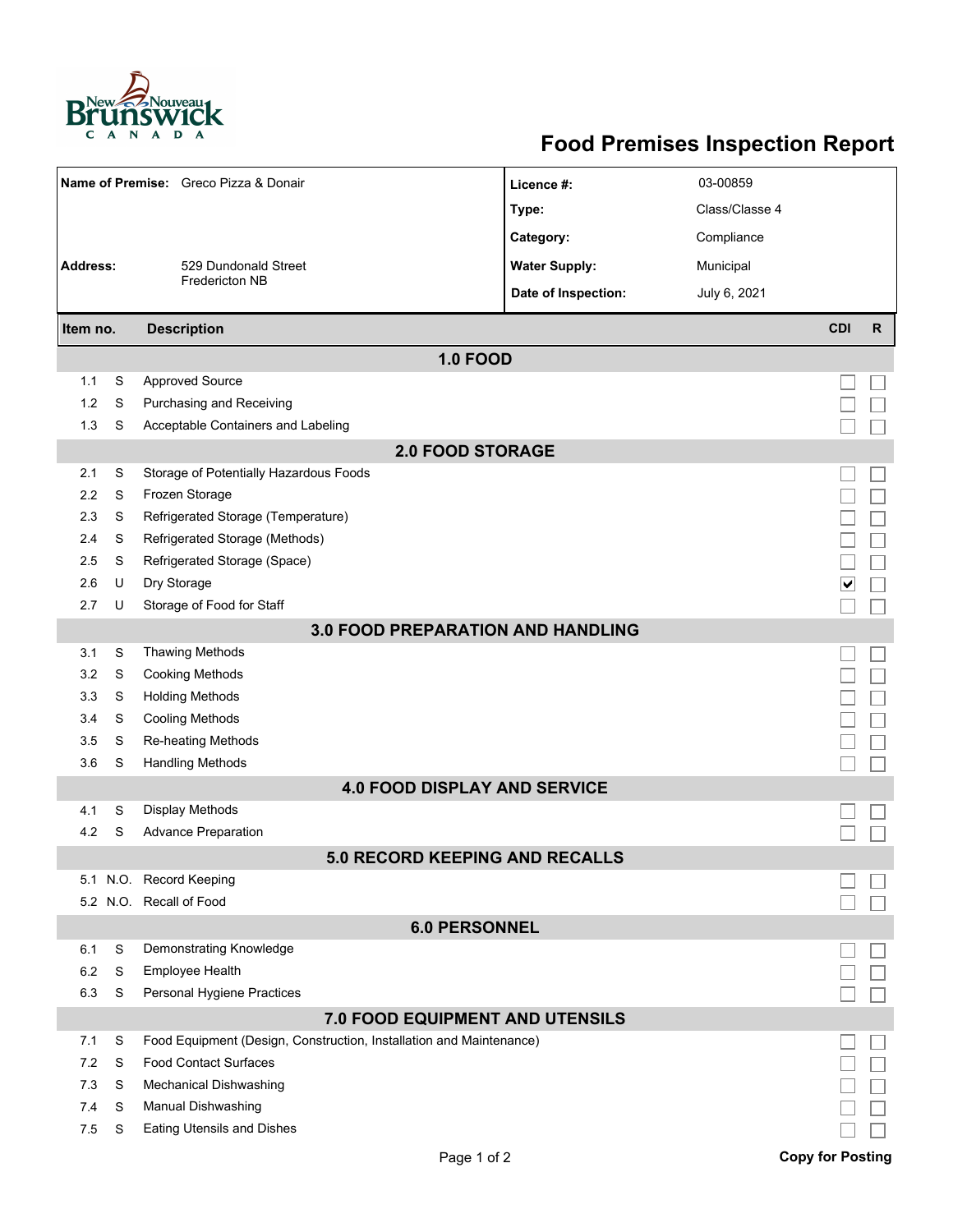# Food Premises Inspection Report

| | | | |
|---|---|---|---|
| **Name of Premise:** | Greco Pizza & Donair | **Licence #:** | 03-00859 |
| | | **Type:** | Class/Classe 4 |
| | | **Category:** | Compliance |
| **Address:** | 529 Dundonald Street<br>Fredericton NB | **Water Supply:** | Municipal |
| | | **Date of Inspection:** | July 6, 2021 |

| Item no. | | Description | CDI | R |
|---|---|---|---|---|
| | | **1.0 FOOD** | | |
| 1.1 | S | Approved Source | ☐ | ☐ |
| 1.2 | S | Purchasing and Receiving | ☐ | ☐ |
| 1.3 | S | Acceptable Containers and Labeling | ☐ | ☐ |
| | | **2.0 FOOD STORAGE** | | |
| 2.1 | S | Storage of Potentially Hazardous Foods | ☐ | ☐ |
| 2.2 | S | Frozen Storage | ☐ | ☐ |
| 2.3 | S | Refrigerated Storage (Temperature) | ☐ | ☐ |
| 2.4 | S | Refrigerated Storage (Methods) | ☐ | ☐ |
| 2.5 | S | Refrigerated Storage (Space) | ☐ | ☐ |
| 2.6 | U | Dry Storage | ☑ | ☐ |
| 2.7 | U | Storage of Food for Staff | ☐ | ☐ |
| | | **3.0 FOOD PREPARATION AND HANDLING** | | |
| 3.1 | S | Thawing Methods | ☐ | ☐ |
| 3.2 | S | Cooking Methods | ☐ | ☐ |
| 3.3 | S | Holding Methods | ☐ | ☐ |
| 3.4 | S | Cooling Methods | ☐ | ☐ |
| 3.5 | S | Re-heating Methods | ☐ | ☐ |
| 3.6 | S | Handling Methods | ☐ | ☐ |
| | | **4.0 FOOD DISPLAY AND SERVICE** | | |
| 4.1 | S | Display Methods | ☐ | ☐ |
| 4.2 | S | Advance Preparation | ☐ | ☐ |
| | | **5.0 RECORD KEEPING AND RECALLS** | | |
| 5.1 | N.O. | Record Keeping | ☐ | ☐ |
| 5.2 | N.O. | Recall of Food | ☐ | ☐ |
| | | **6.0 PERSONNEL** | | |
| 6.1 | S | Demonstrating Knowledge | ☐ | ☐ |
| 6.2 | S | Employee Health | ☐ | ☐ |
| 6.3 | S | Personal Hygiene Practices | ☐ | ☐ |
| | | **7.0 FOOD EQUIPMENT AND UTENSILS** | | |
| 7.1 | S | Food Equipment (Design, Construction, Installation and Maintenance) | ☐ | ☐ |
| 7.2 | S | Food Contact Surfaces | ☐ | ☐ |
| 7.3 | S | Mechanical Dishwashing | ☐ | ☐ |
| 7.4 | S | Manual Dishwashing | ☐ | ☐ |
| 7.5 | S | Eating Utensils and Dishes | ☐ | ☐ |

**Copy for Posting**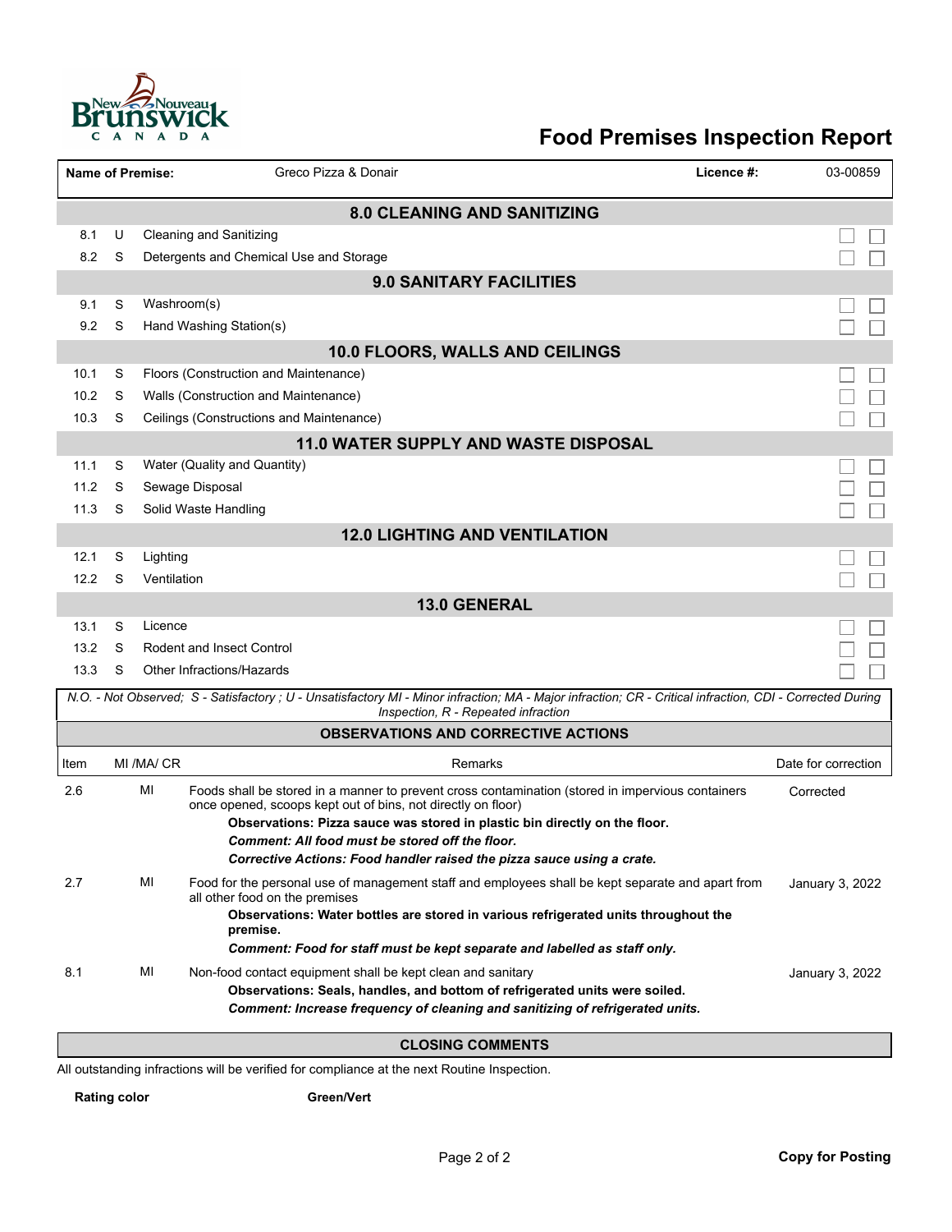# Food Premises Inspection Report

| Name of Premise: | Greco Pizza & Donair | Licence #: | 03-00859 |
|---|---|---|---|

## 8.0 CLEANING AND SANITIZING

| | | | | |
|---|---|---|---|---|
| 8.1 | U | Cleaning and Sanitizing | | |
| 8.2 | S | Detergents and Chemical Use and Storage | | |

## 9.0 SANITARY FACILITIES

| | | | | |
|---|---|---|---|---|
| 9.1 | S | Washroom(s) | | |
| 9.2 | S | Hand Washing Station(s) | | |

## 10.0 FLOORS, WALLS AND CEILINGS

| | | | | |
|---|---|---|---|---|
| 10.1 | S | Floors (Construction and Maintenance) | | |
| 10.2 | S | Walls (Construction and Maintenance) | | |
| 10.3 | S | Ceilings (Constructions and Maintenance) | | |

## 11.0 WATER SUPPLY AND WASTE DISPOSAL

| | | | | |
|---|---|---|---|---|
| 11.1 | S | Water (Quality and Quantity) | | |
| 11.2 | S | Sewage Disposal | | |
| 11.3 | S | Solid Waste Handling | | |

## 12.0 LIGHTING AND VENTILATION

| | | | | |
|---|---|---|---|---|
| 12.1 | S | Lighting | | |
| 12.2 | S | Ventilation | | |

## 13.0 GENERAL

| | | | | |
|---|---|---|---|---|
| 13.1 | S | Licence | | |
| 13.2 | S | Rodent and Insect Control | | |
| 13.3 | S | Other Infractions/Hazards | | |

*N.O. - Not Observed; S - Satisfactory ; U - Unsatisfactory MI - Minor infraction; MA - Major infraction; CR - Critical infraction, CDI - Corrected During Inspection, R - Repeated infraction*

## OBSERVATIONS AND CORRECTIVE ACTIONS

| Item | MI /MA/ CR | Remarks | Date for correction |
|---|---|---|---|
| 2.6 | MI | Foods shall be stored in a manner to prevent cross contamination (stored in impervious containers once opened, scoops kept out of bins, not directly on floor)<br>**Observations: Pizza sauce was stored in plastic bin directly on the floor.**<br>***Comment: All food must be stored off the floor.***<br>***Corrective Actions: Food handler raised the pizza sauce using a crate.*** | Corrected |
| 2.7 | MI | Food for the personal use of management staff and employees shall be kept separate and apart from all other food on the premises<br>**Observations: Water bottles are stored in various refrigerated units throughout the premise.**<br>***Comment: Food for staff must be kept separate and labelled as staff only.*** | January 3, 2022 |
| 8.1 | MI | Non-food contact equipment shall be kept clean and sanitary<br>**Observations: Seals, handles, and bottom of refrigerated units were soiled.**<br>***Comment: Increase frequency of cleaning and sanitizing of refrigerated units.*** | January 3, 2022 |

## CLOSING COMMENTS

All outstanding infractions will be verified for compliance at the next Routine Inspection.

**Rating color** **Green/Vert**

**Copy for Posting**